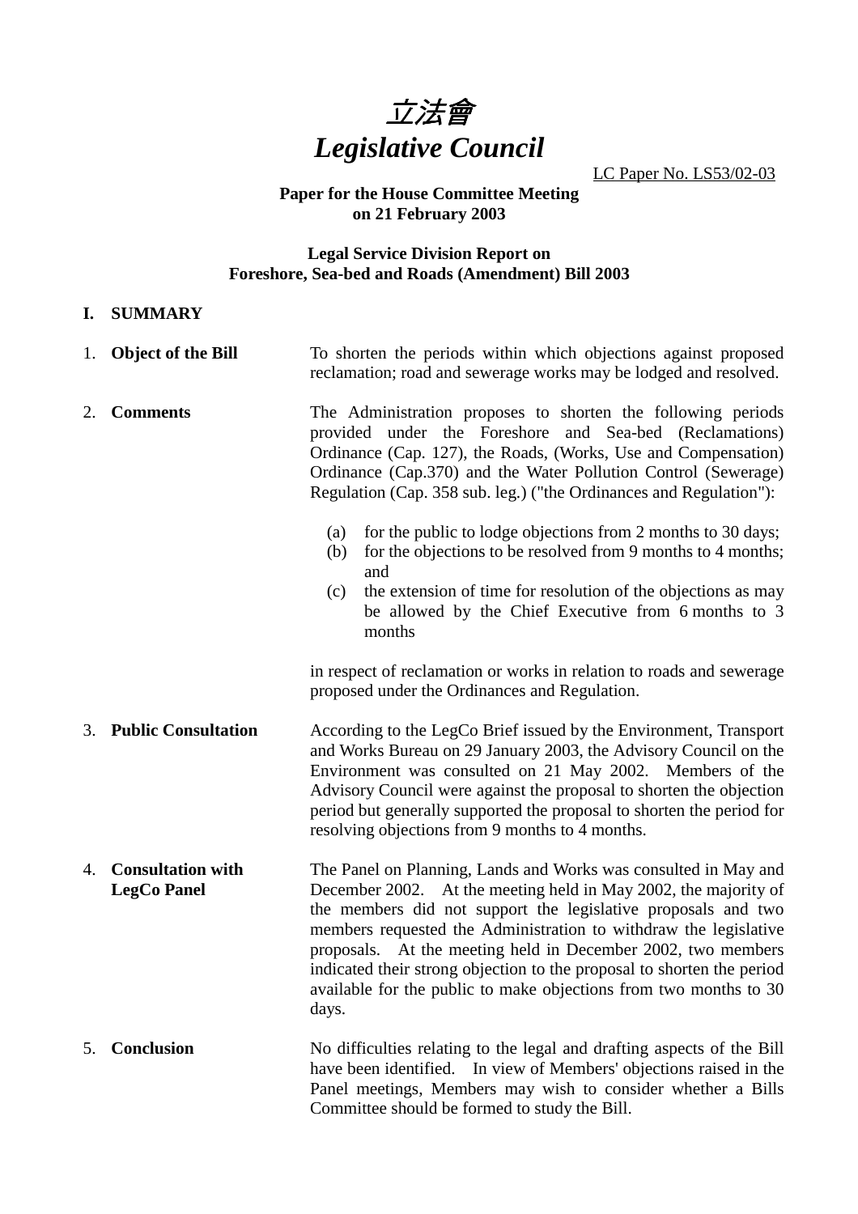# 立法會
# *Legislative Council*

LC Paper No. LS53/02-03

**Paper for the House Committee Meeting on 21 February 2003**

**Legal Service Division Report on Foreshore, Sea-bed and Roads (Amendment) Bill 2003**

## I. SUMMARY

1. **Object of the Bill**

   To shorten the periods within which objections against proposed reclamation; road and sewerage works may be lodged and resolved.

2. **Comments**

   The Administration proposes to shorten the following periods provided under the Foreshore and Sea-bed (Reclamations) Ordinance (Cap. 127), the Roads, (Works, Use and Compensation) Ordinance (Cap.370) and the Water Pollution Control (Sewerage) Regulation (Cap. 358 sub. leg.) ("the Ordinances and Regulation"):

   (a) for the public to lodge objections from 2 months to 30 days;
   (b) for the objections to be resolved from 9 months to 4 months; and
   (c) the extension of time for resolution of the objections as may be allowed by the Chief Executive from 6 months to 3 months

   in respect of reclamation or works in relation to roads and sewerage proposed under the Ordinances and Regulation.

3. **Public Consultation**

   According to the LegCo Brief issued by the Environment, Transport and Works Bureau on 29 January 2003, the Advisory Council on the Environment was consulted on 21 May 2002. Members of the Advisory Council were against the proposal to shorten the objection period but generally supported the proposal to shorten the period for resolving objections from 9 months to 4 months.

4. **Consultation with LegCo Panel**

   The Panel on Planning, Lands and Works was consulted in May and December 2002. At the meeting held in May 2002, the majority of the members did not support the legislative proposals and two members requested the Administration to withdraw the legislative proposals. At the meeting held in December 2002, two members indicated their strong objection to the proposal to shorten the period available for the public to make objections from two months to 30 days.

5. **Conclusion**

   No difficulties relating to the legal and drafting aspects of the Bill have been identified. In view of Members' objections raised in the Panel meetings, Members may wish to consider whether a Bills Committee should be formed to study the Bill.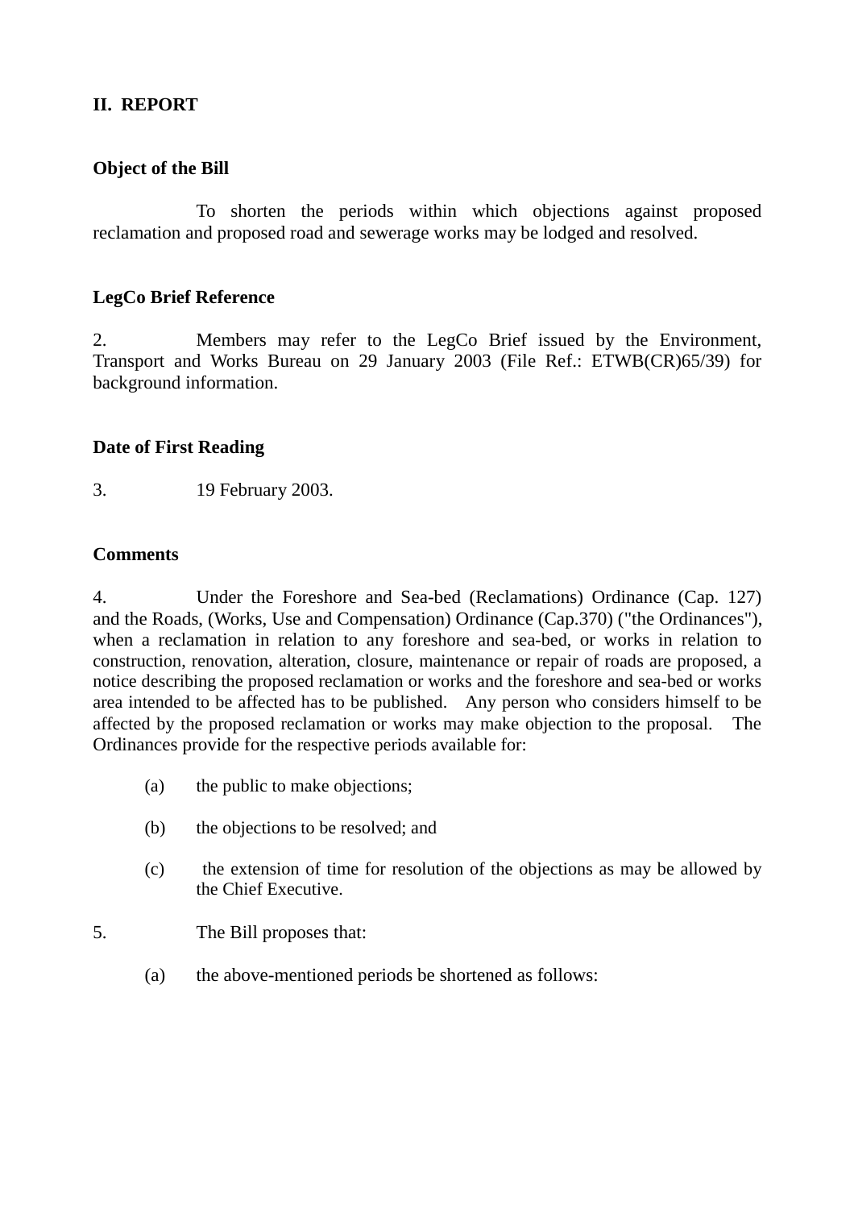## II. REPORT

### Object of the Bill

To shorten the periods within which objections against proposed reclamation and proposed road and sewerage works may be lodged and resolved.

### LegCo Brief Reference

2. Members may refer to the LegCo Brief issued by the Environment, Transport and Works Bureau on 29 January 2003 (File Ref.: ETWB(CR)65/39) for background information.

### Date of First Reading

3. 19 February 2003.

### Comments

4. Under the Foreshore and Sea-bed (Reclamations) Ordinance (Cap. 127) and the Roads, (Works, Use and Compensation) Ordinance (Cap.370) ("the Ordinances"), when a reclamation in relation to any foreshore and sea-bed, or works in relation to construction, renovation, alteration, closure, maintenance or repair of roads are proposed, a notice describing the proposed reclamation or works and the foreshore and sea-bed or works area intended to be affected has to be published. Any person who considers himself to be affected by the proposed reclamation or works may make objection to the proposal. The Ordinances provide for the respective periods available for:

(a) the public to make objections;

(b) the objections to be resolved; and

(c) the extension of time for resolution of the objections as may be allowed by the Chief Executive.

5. The Bill proposes that:

(a) the above-mentioned periods be shortened as follows: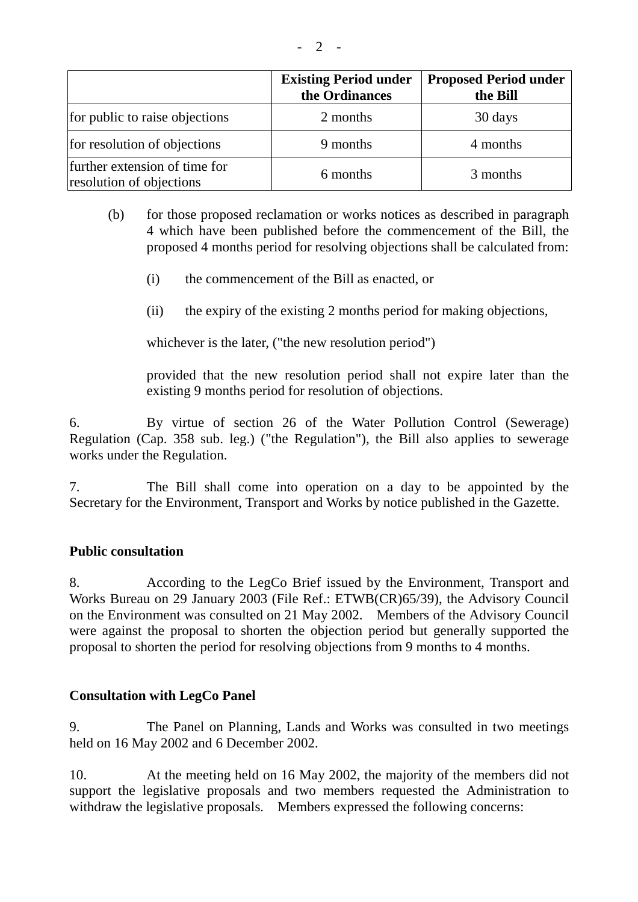| | Existing Period under the Ordinances | Proposed Period under the Bill |
|---|---|---|
| for public to raise objections | 2 months | 30 days |
| for resolution of objections | 9 months | 4 months |
| further extension of time for resolution of objections | 6 months | 3 months |

(b) for those proposed reclamation or works notices as described in paragraph 4 which have been published before the commencement of the Bill, the proposed 4 months period for resolving objections shall be calculated from:

(i) the commencement of the Bill as enacted, or

(ii) the expiry of the existing 2 months period for making objections,

whichever is the later, ("the new resolution period")

provided that the new resolution period shall not expire later than the existing 9 months period for resolution of objections.

6. By virtue of section 26 of the Water Pollution Control (Sewerage) Regulation (Cap. 358 sub. leg.) ("the Regulation"), the Bill also applies to sewerage works under the Regulation.

7. The Bill shall come into operation on a day to be appointed by the Secretary for the Environment, Transport and Works by notice published in the Gazette.

**Public consultation**

8. According to the LegCo Brief issued by the Environment, Transport and Works Bureau on 29 January 2003 (File Ref.: ETWB(CR)65/39), the Advisory Council on the Environment was consulted on 21 May 2002. Members of the Advisory Council were against the proposal to shorten the objection period but generally supported the proposal to shorten the period for resolving objections from 9 months to 4 months.

**Consultation with LegCo Panel**

9. The Panel on Planning, Lands and Works was consulted in two meetings held on 16 May 2002 and 6 December 2002.

10. At the meeting held on 16 May 2002, the majority of the members did not support the legislative proposals and two members requested the Administration to withdraw the legislative proposals. Members expressed the following concerns: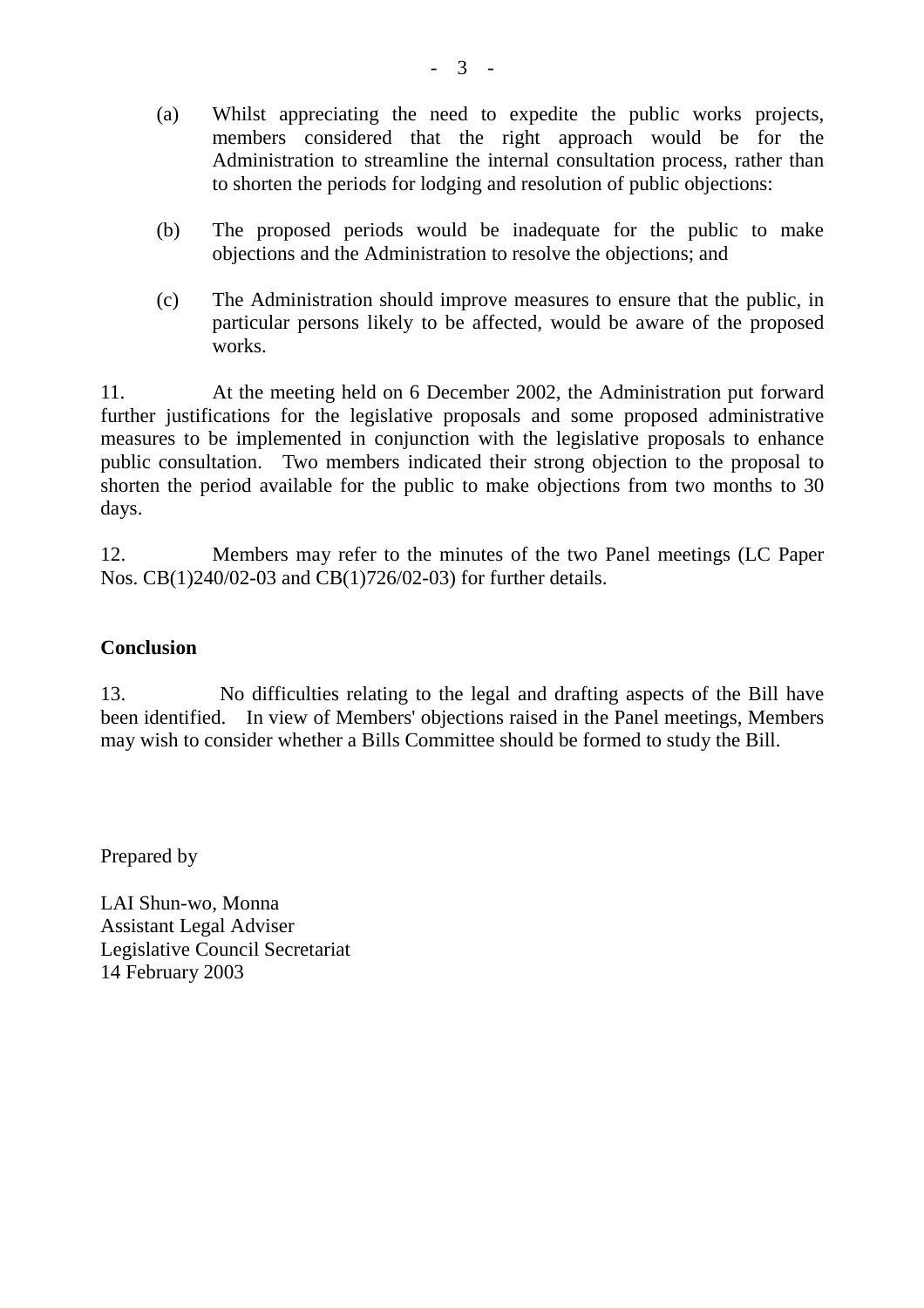(a) Whilst appreciating the need to expedite the public works projects, members considered that the right approach would be for the Administration to streamline the internal consultation process, rather than to shorten the periods for lodging and resolution of public objections:

(b) The proposed periods would be inadequate for the public to make objections and the Administration to resolve the objections; and

(c) The Administration should improve measures to ensure that the public, in particular persons likely to be affected, would be aware of the proposed works.

11. At the meeting held on 6 December 2002, the Administration put forward further justifications for the legislative proposals and some proposed administrative measures to be implemented in conjunction with the legislative proposals to enhance public consultation. Two members indicated their strong objection to the proposal to shorten the period available for the public to make objections from two months to 30 days.

12. Members may refer to the minutes of the two Panel meetings (LC Paper Nos. CB(1)240/02-03 and CB(1)726/02-03) for further details.

**Conclusion**

13. No difficulties relating to the legal and drafting aspects of the Bill have been identified. In view of Members' objections raised in the Panel meetings, Members may wish to consider whether a Bills Committee should be formed to study the Bill.

Prepared by

LAI Shun-wo, Monna
Assistant Legal Adviser
Legislative Council Secretariat
14 February 2003